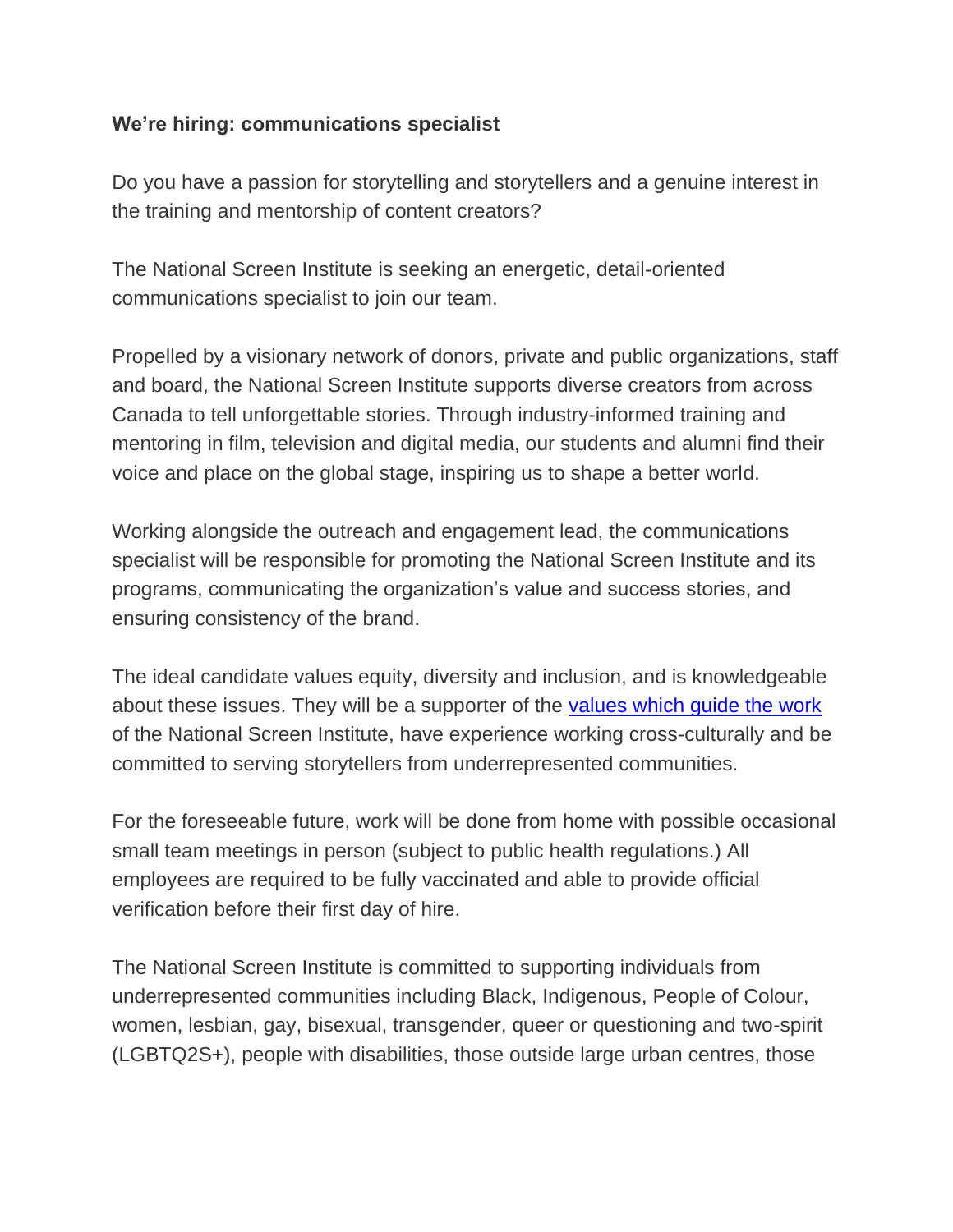**We're hiring: communications specialist**

Do you have a passion for storytelling and storytellers and a genuine interest in the training and mentorship of content creators?

The National Screen Institute is seeking an energetic, detail-oriented communications specialist to join our team.

Propelled by a visionary network of donors, private and public organizations, staff and board, the National Screen Institute supports diverse creators from across Canada to tell unforgettable stories. Through industry-informed training and mentoring in film, television and digital media, our students and alumni find their voice and place on the global stage, inspiring us to shape a better world.

Working alongside the outreach and engagement lead, the communications specialist will be responsible for promoting the National Screen Institute and its programs, communicating the organization's value and success stories, and ensuring consistency of the brand.

The ideal candidate values equity, diversity and inclusion, and is knowledgeable about these issues. They will be a supporter of the values which guide the work of the National Screen Institute, have experience working cross-culturally and be committed to serving storytellers from underrepresented communities.

For the foreseeable future, work will be done from home with possible occasional small team meetings in person (subject to public health regulations.) All employees are required to be fully vaccinated and able to provide official verification before their first day of hire.

The National Screen Institute is committed to supporting individuals from underrepresented communities including Black, Indigenous, People of Colour, women, lesbian, gay, bisexual, transgender, queer or questioning and two-spirit (LGBTQ2S+), people with disabilities, those outside large urban centres, those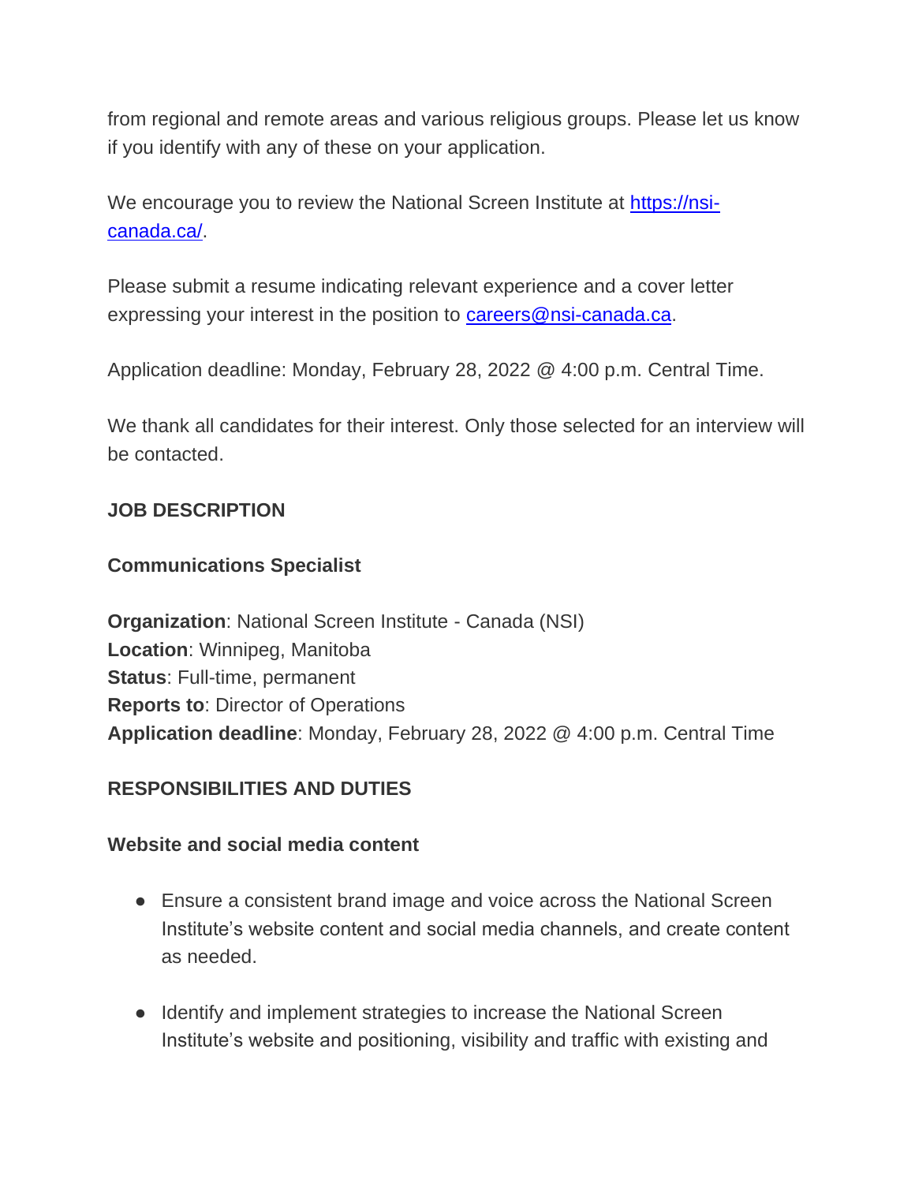from regional and remote areas and various religious groups. Please let us know if you identify with any of these on your application.

We encourage you to review the National Screen Institute at [https://nsi-canada.ca/](https://nsi-canada.ca/).

Please submit a resume indicating relevant experience and a cover letter expressing your interest in the position to [careers@nsi-canada.ca](mailto:careers@nsi-canada.ca).

Application deadline: Monday, February 28, 2022 @ 4:00 p.m. Central Time.

We thank all candidates for their interest. Only those selected for an interview will be contacted.

**JOB DESCRIPTION**

**Communications Specialist**

**Organization**: National Screen Institute - Canada (NSI)
**Location**: Winnipeg, Manitoba
**Status**: Full-time, permanent
**Reports to**: Director of Operations
**Application deadline**: Monday, February 28, 2022 @ 4:00 p.m. Central Time

**RESPONSIBILITIES AND DUTIES**

**Website and social media content**

- Ensure a consistent brand image and voice across the National Screen Institute's website content and social media channels, and create content as needed.
- Identify and implement strategies to increase the National Screen Institute's website and positioning, visibility and traffic with existing and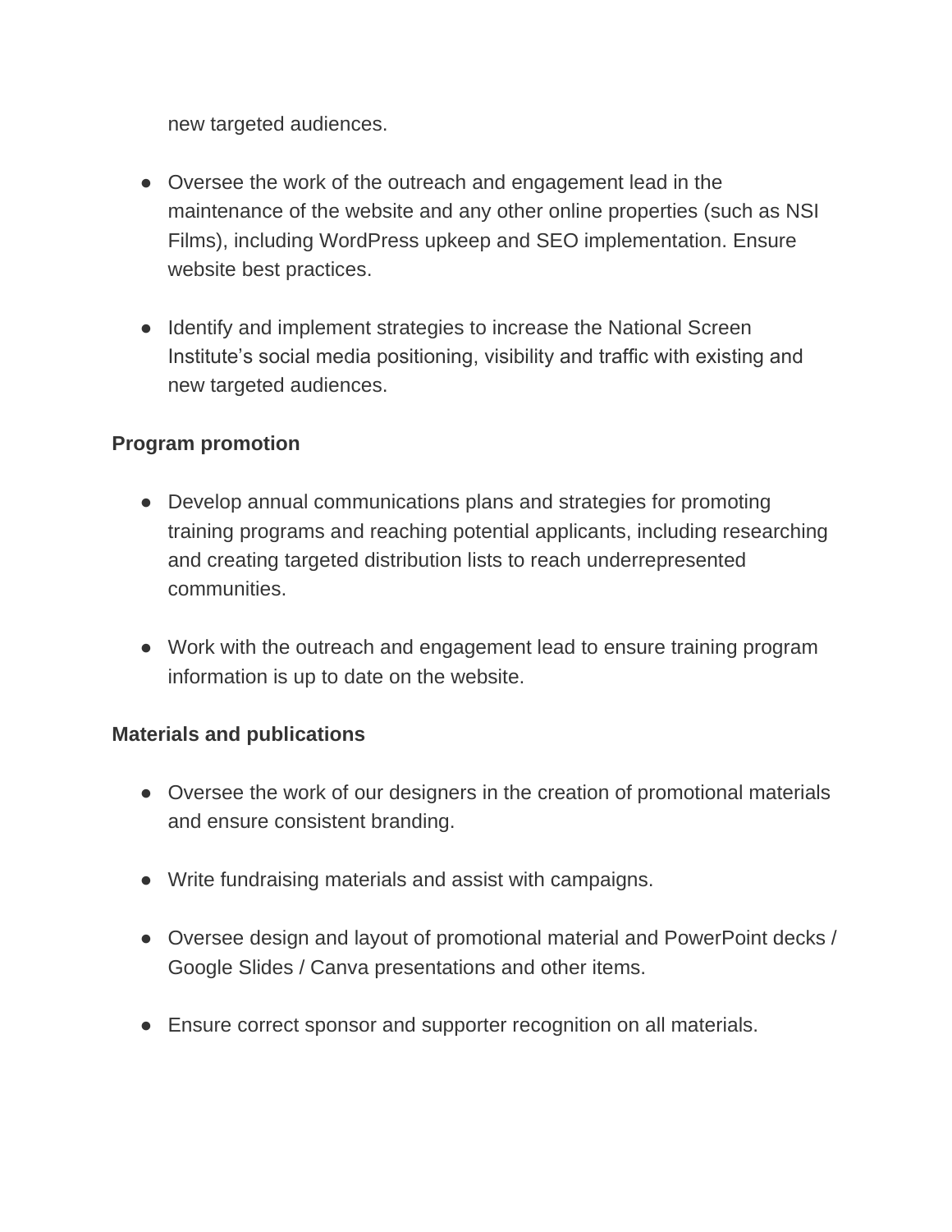new targeted audiences.

- Oversee the work of the outreach and engagement lead in the maintenance of the website and any other online properties (such as NSI Films), including WordPress upkeep and SEO implementation. Ensure website best practices.

- Identify and implement strategies to increase the National Screen Institute's social media positioning, visibility and traffic with existing and new targeted audiences.

**Program promotion**

- Develop annual communications plans and strategies for promoting training programs and reaching potential applicants, including researching and creating targeted distribution lists to reach underrepresented communities.

- Work with the outreach and engagement lead to ensure training program information is up to date on the website.

**Materials and publications**

- Oversee the work of our designers in the creation of promotional materials and ensure consistent branding.

- Write fundraising materials and assist with campaigns.

- Oversee design and layout of promotional material and PowerPoint decks / Google Slides / Canva presentations and other items.

- Ensure correct sponsor and supporter recognition on all materials.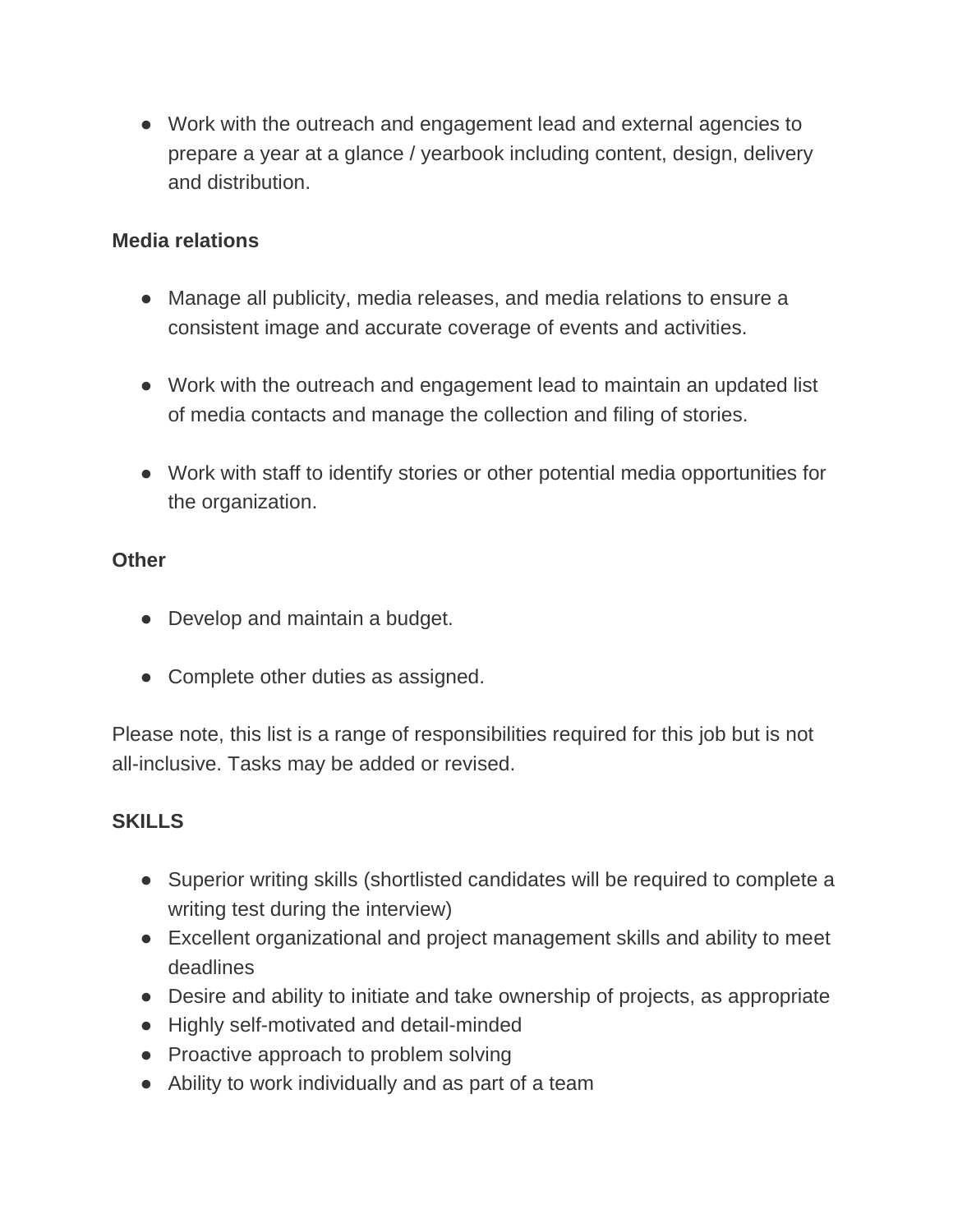- Work with the outreach and engagement lead and external agencies to prepare a year at a glance / yearbook including content, design, delivery and distribution.

**Media relations**

- Manage all publicity, media releases, and media relations to ensure a consistent image and accurate coverage of events and activities.

- Work with the outreach and engagement lead to maintain an updated list of media contacts and manage the collection and filing of stories.

- Work with staff to identify stories or other potential media opportunities for the organization.

**Other**

- Develop and maintain a budget.

- Complete other duties as assigned.

Please note, this list is a range of responsibilities required for this job but is not all-inclusive. Tasks may be added or revised.

**SKILLS**

- Superior writing skills (shortlisted candidates will be required to complete a writing test during the interview)
- Excellent organizational and project management skills and ability to meet deadlines
- Desire and ability to initiate and take ownership of projects, as appropriate
- Highly self-motivated and detail-minded
- Proactive approach to problem solving
- Ability to work individually and as part of a team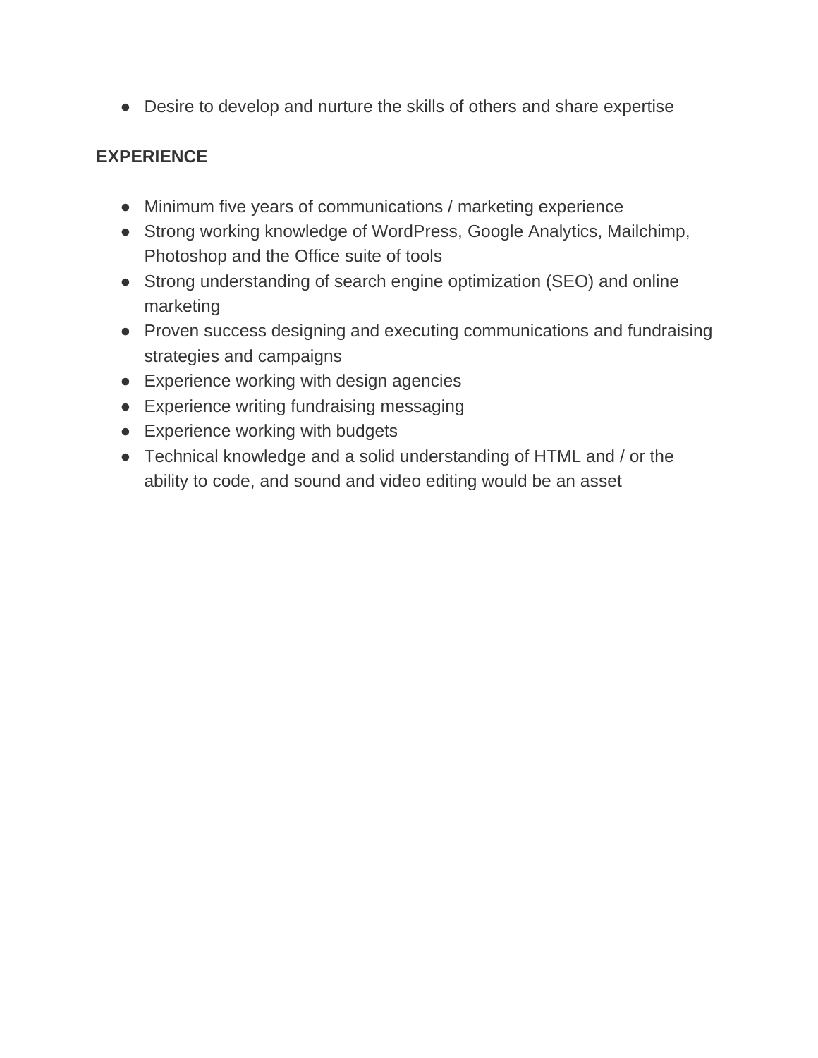- Desire to develop and nurture the skills of others and share expertise

**EXPERIENCE**

- Minimum five years of communications / marketing experience
- Strong working knowledge of WordPress, Google Analytics, Mailchimp, Photoshop and the Office suite of tools
- Strong understanding of search engine optimization (SEO) and online marketing
- Proven success designing and executing communications and fundraising strategies and campaigns
- Experience working with design agencies
- Experience writing fundraising messaging
- Experience working with budgets
- Technical knowledge and a solid understanding of HTML and / or the ability to code, and sound and video editing would be an asset